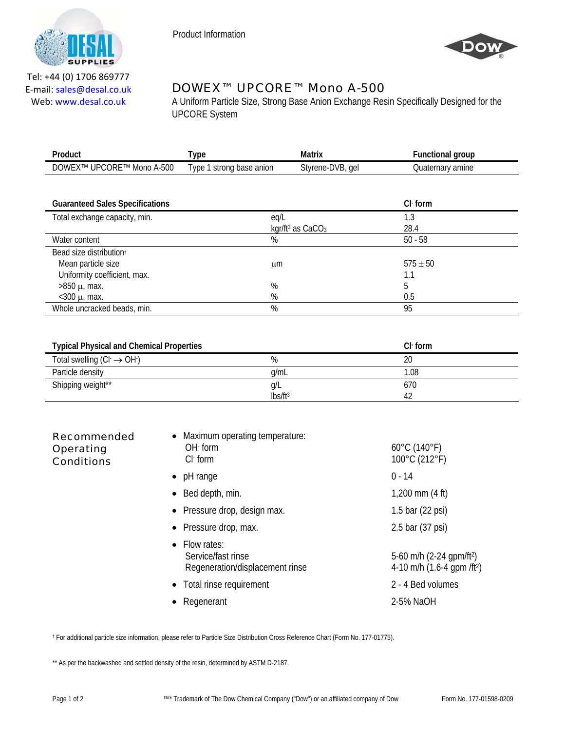Tel: +44 (0) 1706 869777
E-mail: sales@desal.co.uk
Web: www.desal.co.uk

Product Information

# DOWEX™ UPCORE™ Mono A-500

A Uniform Particle Size, Strong Base Anion Exchange Resin Specifically Designed for the UPCORE System

| Product | Type | Matrix | Functional group |
|---|---|---|---|
| DOWEX™ UPCORE™ Mono A-500 | Type 1 strong base anion | Styrene-DVB, gel | Quaternary amine |

| Guaranteed Sales Specifications | | $Cl^-$ form |
|---|---|---|
| Total exchange capacity, min. | eq/L | 1.3 |
| | kgr/ft³ as $CaCO_3$ | 28.4 |
| Water content | % | 50 - 58 |
| Bead size distribution† | | |
| Mean particle size | µm | 575 ± 50 |
| Uniformity coefficient, max. | | 1.1 |
| >850 µ, max. | % | 5 |
| <300 µ, max. | % | 0.5 |
| Whole uncracked beads, min. | % | 95 |

| Typical Physical and Chemical Properties | | $Cl^-$ form |
|---|---|---|
| Total swelling ($Cl^- \rightarrow OH^-$) | % | 20 |
| Particle density | g/mL | 1.08 |
| Shipping weight** | g/L | 670 |
| | lbs/ft³ | 42 |

## Recommended Operating Conditions

- Maximum operating temperature:
  - $OH^-$ form: 60°C (140°F)
  - $Cl^-$ form: 100°C (212°F)
- pH range: 0 - 14
- Bed depth, min.: 1,200 mm (4 ft)
- Pressure drop, design max.: 1.5 bar (22 psi)
- Pressure drop, max.: 2.5 bar (37 psi)
- Flow rates:
  - Service/fast rinse: 5-60 m/h (2-24 gpm/ft²)
  - Regeneration/displacement rinse: 4-10 m/h (1.6-4 gpm /ft²)
- Total rinse requirement: 2 - 4 Bed volumes
- Regenerant: 2-5% NaOH

† For additional particle size information, please refer to Particle Size Distribution Cross Reference Chart (Form No. 177-01775).

** As per the backwashed and settled density of the resin, determined by ASTM D-2187.

™® Trademark of The Dow Chemical Company ("Dow") or an affiliated company of Dow

Form No. 177-01598-0209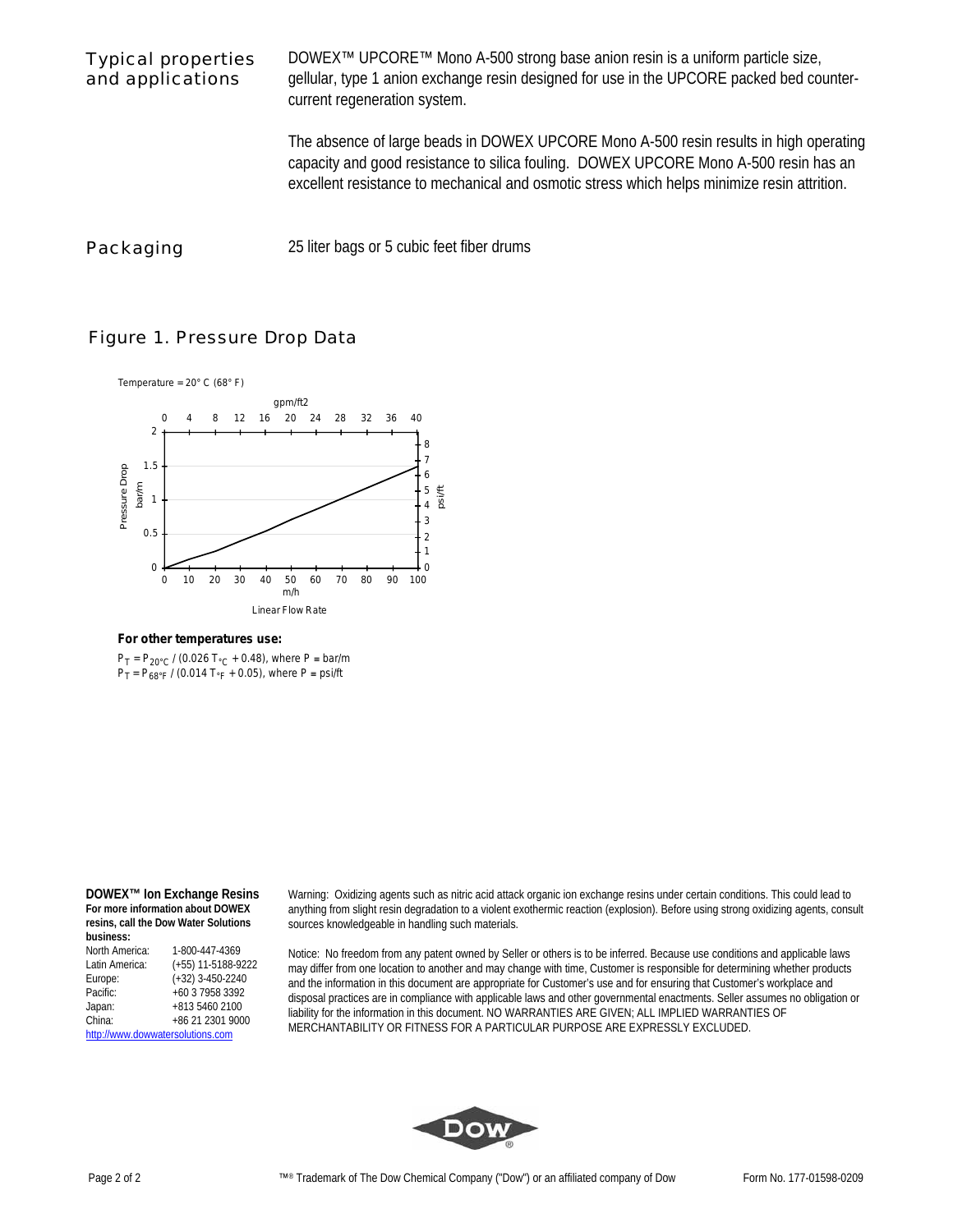## Typical properties and applications

DOWEX™ UPCORE™ Mono A-500 strong base anion resin is a uniform particle size, gellular, type 1 anion exchange resin designed for use in the UPCORE packed bed counter-current regeneration system.

The absence of large beads in DOWEX UPCORE Mono A-500 resin results in high operating capacity and good resistance to silica fouling. DOWEX UPCORE Mono A-500 resin has an excellent resistance to mechanical and osmotic stress which helps minimize resin attrition.

## Packaging

25 liter bags or 5 cubic feet fiber drums

## Figure 1. Pressure Drop Data

Temperature = 20° C (68° F)

gpm/ft2

0 4 8 12 16 20 24 28 32 36 40

Pressure Drop bar/m

0 0.5 1 1.5 2

psi/ft

0 1 2 3 4 5 6 7 8

0 10 20 30 40 50 60 70 80 90 100

m/h

Linear Flow Rate

**For other temperatures use:**

$P_T = P_{20°C} / (0.026\, T_{°C} + 0.48)$, where P = bar/m

$P_T = P_{68°F} / (0.014\, T_{°F} + 0.05)$, where P = psi/ft

**DOWEX™ Ion Exchange Resins**
**For more information about DOWEX resins, call the Dow Water Solutions business:**

| | |
|---|---|
| North America: | 1-800-447-4369 |
| Latin America: | (+55) 11-5188-9222 |
| Europe: | (+32) 3-450-2240 |
| Pacific: | +60 3 7958 3392 |
| Japan: | +813 5460 2100 |
| China: | +86 21 2301 9000 |

http://www.dowwatersolutions.com

Warning: Oxidizing agents such as nitric acid attack organic ion exchange resins under certain conditions. This could lead to anything from slight resin degradation to a violent exothermic reaction (explosion). Before using strong oxidizing agents, consult sources knowledgeable in handling such materials.

Notice: No freedom from any patent owned by Seller or others is to be inferred. Because use conditions and applicable laws may differ from one location to another and may change with time, Customer is responsible for determining whether products and the information in this document are appropriate for Customer's use and for ensuring that Customer's workplace and disposal practices are in compliance with applicable laws and other governmental enactments. Seller assumes no obligation or liability for the information in this document. NO WARRANTIES ARE GIVEN; ALL IMPLIED WARRANTIES OF MERCHANTABILITY OR FITNESS FOR A PARTICULAR PURPOSE ARE EXPRESSLY EXCLUDED.

™® Trademark of The Dow Chemical Company ("Dow") or an affiliated company of Dow

Form No. 177-01598-0209